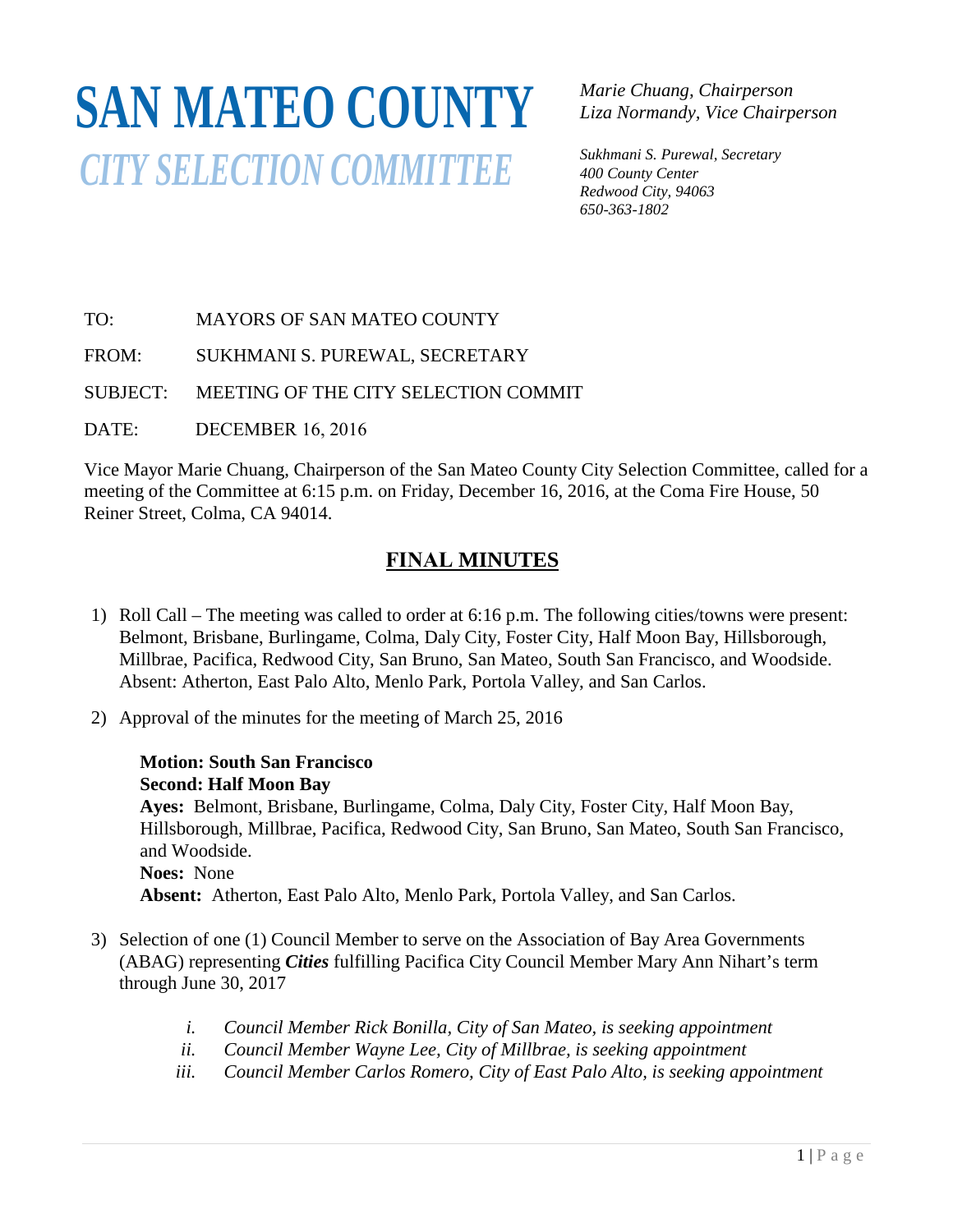# SAN MATEO COUNTY

## *CITY SELECTION COMMITTEE*

*Marie Chuang, Chairperson*
*Liza Normandy, Vice Chairperson*

*Sukhmani S. Purewal, Secretary*
*400 County Center*
*Redwood City, 94063*
*650-363-1802*

TO: MAYORS OF SAN MATEO COUNTY

FROM: SUKHMANI S. PUREWAL, SECRETARY

SUBJECT: MEETING OF THE CITY SELECTION COMMIT

DATE: DECEMBER 16, 2016

Vice Mayor Marie Chuang, Chairperson of the San Mateo County City Selection Committee, called for a meeting of the Committee at 6:15 p.m. on Friday, December 16, 2016, at the Coma Fire House, 50 Reiner Street, Colma, CA 94014.

## FINAL MINUTES

1) Roll Call – The meeting was called to order at 6:16 p.m. The following cities/towns were present: Belmont, Brisbane, Burlingame, Colma, Daly City, Foster City, Half Moon Bay, Hillsborough, Millbrae, Pacifica, Redwood City, San Bruno, San Mateo, South San Francisco, and Woodside. Absent: Atherton, East Palo Alto, Menlo Park, Portola Valley, and San Carlos.

2) Approval of the minutes for the meeting of March 25, 2016

   **Motion: South San Francisco**
   **Second: Half Moon Bay**
   **Ayes:** Belmont, Brisbane, Burlingame, Colma, Daly City, Foster City, Half Moon Bay, Hillsborough, Millbrae, Pacifica, Redwood City, San Bruno, San Mateo, South San Francisco, and Woodside.
   **Noes:** None
   **Absent:** Atherton, East Palo Alto, Menlo Park, Portola Valley, and San Carlos.

3) Selection of one (1) Council Member to serve on the Association of Bay Area Governments (ABAG) representing ***Cities*** fulfilling Pacifica City Council Member Mary Ann Nihart's term through June 30, 2017

   i. *Council Member Rick Bonilla, City of San Mateo, is seeking appointment*
   ii. *Council Member Wayne Lee, City of Millbrae, is seeking appointment*
   iii. *Council Member Carlos Romero, City of East Palo Alto, is seeking appointment*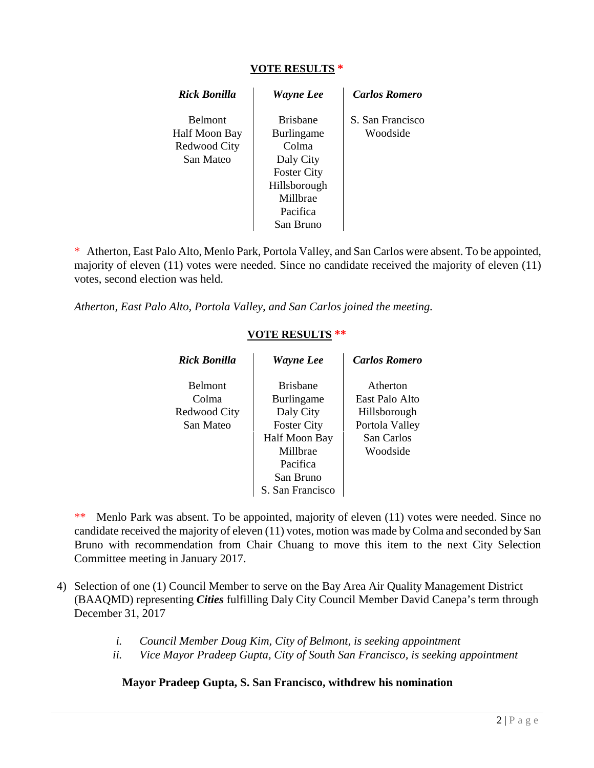**VOTE RESULTS** *

| *Rick Bonilla* | *Wayne Lee* | *Carlos Romero* |
|---|---|---|
| Belmont | Brisbane | S. San Francisco |
| Half Moon Bay | Burlingame | Woodside |
| Redwood City | Colma | |
| San Mateo | Daly City | |
| | Foster City | |
| | Hillsborough | |
| | Millbrae | |
| | Pacifica | |
| | San Bruno | |

\* Atherton, East Palo Alto, Menlo Park, Portola Valley, and San Carlos were absent. To be appointed, majority of eleven (11) votes were needed. Since no candidate received the majority of eleven (11) votes, second election was held.

*Atherton, East Palo Alto, Portola Valley, and San Carlos joined the meeting.*

**VOTE RESULTS** **

| *Rick Bonilla* | *Wayne Lee* | *Carlos Romero* |
|---|---|---|
| Belmont | Brisbane | Atherton |
| Colma | Burlingame | East Palo Alto |
| Redwood City | Daly City | Hillsborough |
| San Mateo | Foster City | Portola Valley |
| | Half Moon Bay | San Carlos |
| | Millbrae | Woodside |
| | Pacifica | |
| | San Bruno | |
| | S. San Francisco | |

\** Menlo Park was absent. To be appointed, majority of eleven (11) votes were needed. Since no candidate received the majority of eleven (11) votes, motion was made by Colma and seconded by San Bruno with recommendation from Chair Chuang to move this item to the next City Selection Committee meeting in January 2017.

4) Selection of one (1) Council Member to serve on the Bay Area Air Quality Management District (BAAQMD) representing ***Cities*** fulfilling Daly City Council Member David Canepa's term through December 31, 2017

   i. *Council Member Doug Kim, City of Belmont, is seeking appointment*
   ii. *Vice Mayor Pradeep Gupta, City of South San Francisco, is seeking appointment*

**Mayor Pradeep Gupta, S. San Francisco, withdrew his nomination**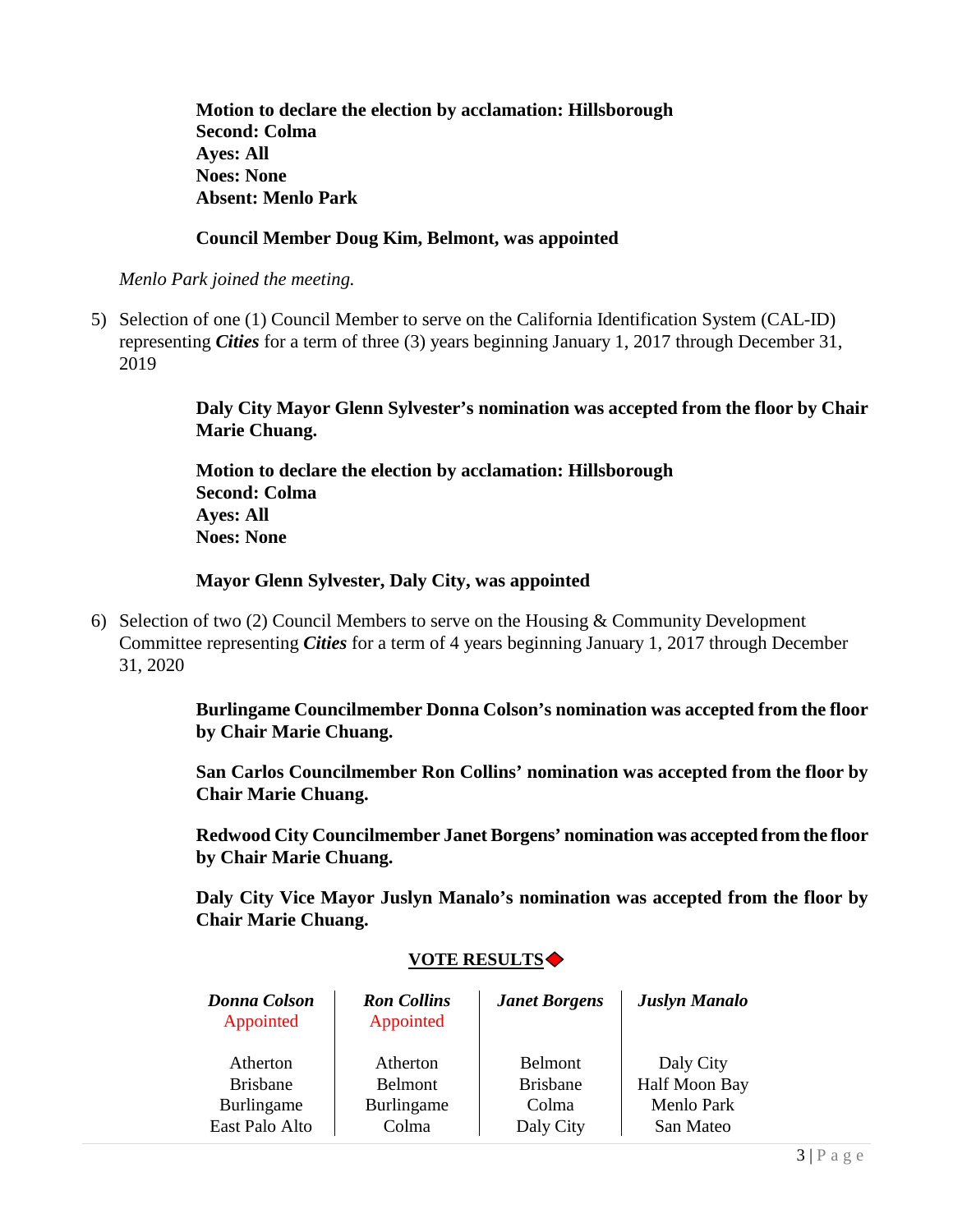**Motion to declare the election by acclamation: Hillsborough**
**Second: Colma**
**Ayes: All**
**Noes: None**
**Absent: Menlo Park**

**Council Member Doug Kim, Belmont, was appointed**

*Menlo Park joined the meeting.*

5) Selection of one (1) Council Member to serve on the California Identification System (CAL-ID) representing ***Cities*** for a term of three (3) years beginning January 1, 2017 through December 31, 2019

**Daly City Mayor Glenn Sylvester's nomination was accepted from the floor by Chair Marie Chuang.**

**Motion to declare the election by acclamation: Hillsborough**
**Second: Colma**
**Ayes: All**
**Noes: None**

**Mayor Glenn Sylvester, Daly City, was appointed**

6) Selection of two (2) Council Members to serve on the Housing & Community Development Committee representing ***Cities*** for a term of 4 years beginning January 1, 2017 through December 31, 2020

**Burlingame Councilmember Donna Colson's nomination was accepted from the floor by Chair Marie Chuang.**

**San Carlos Councilmember Ron Collins' nomination was accepted from the floor by Chair Marie Chuang.**

**Redwood City Councilmember Janet Borgens' nomination was accepted from the floor by Chair Marie Chuang.**

**Daly City Vice Mayor Juslyn Manalo's nomination was accepted from the floor by Chair Marie Chuang.**

**VOTE RESULTS**

| ***Donna Colson*** Appointed | ***Ron Collins*** Appointed | ***Janet Borgens*** | ***Juslyn Manalo*** |
|---|---|---|---|
| Atherton | Atherton | Belmont | Daly City |
| Brisbane | Belmont | Brisbane | Half Moon Bay |
| Burlingame | Burlingame | Colma | Menlo Park |
| East Palo Alto | Colma | Daly City | San Mateo |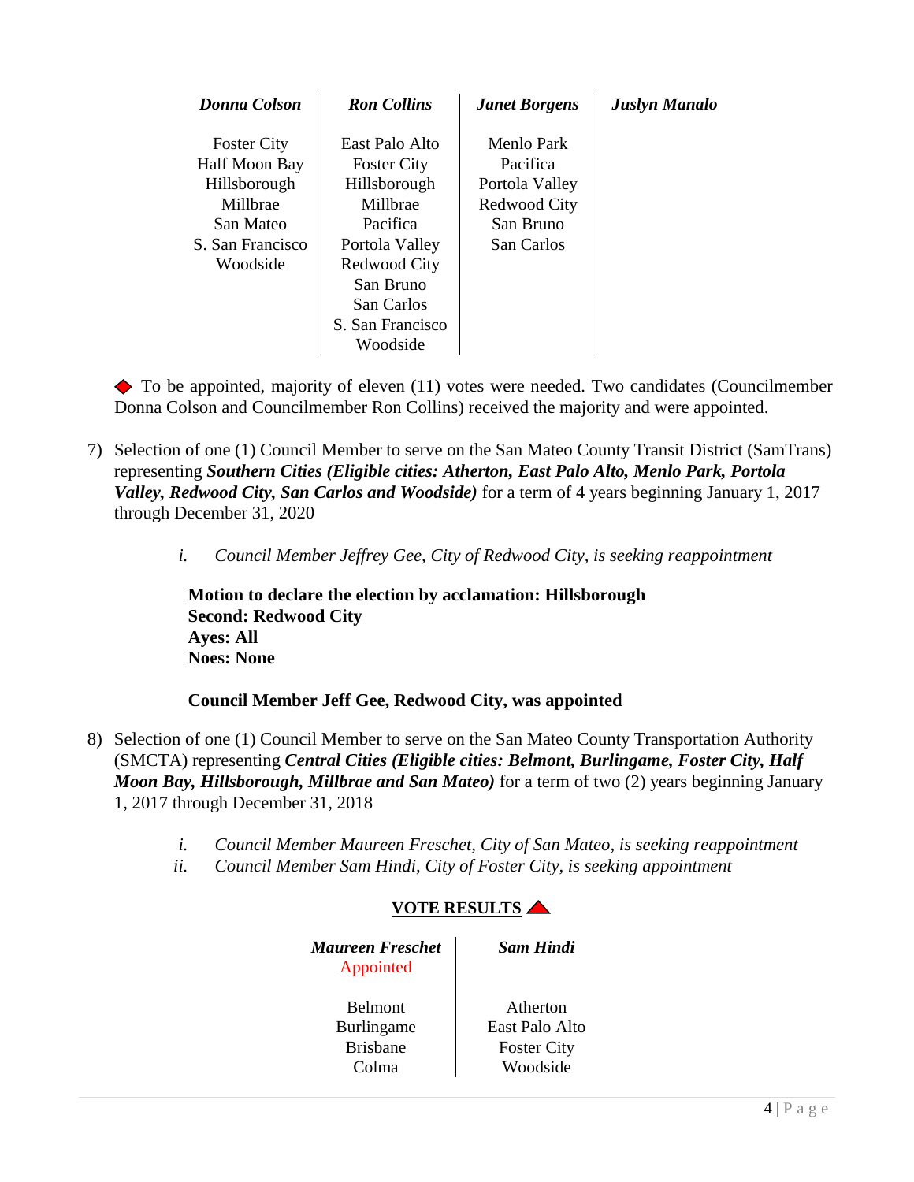| *Donna Colson* | *Ron Collins* | *Janet Borgens* | *Juslyn Manalo* |
|---|---|---|---|
| Foster City | East Palo Alto | Menlo Park | |
| Half Moon Bay | Foster City | Pacifica | |
| Hillsborough | Hillsborough | Portola Valley | |
| Millbrae | Millbrae | Redwood City | |
| San Mateo | Pacifica | San Bruno | |
| S. San Francisco | Portola Valley | San Carlos | |
| Woodside | Redwood City | | |
| | San Bruno | | |
| | San Carlos | | |
| | S. San Francisco | | |
| | Woodside | | |

◆ To be appointed, majority of eleven (11) votes were needed. Two candidates (Councilmember Donna Colson and Councilmember Ron Collins) received the majority and were appointed.

7) Selection of one (1) Council Member to serve on the San Mateo County Transit District (SamTrans) representing ***Southern Cities (Eligible cities: Atherton, East Palo Alto, Menlo Park, Portola Valley, Redwood City, San Carlos and Woodside)*** for a term of 4 years beginning January 1, 2017 through December 31, 2020

   *i. Council Member Jeffrey Gee, City of Redwood City, is seeking reappointment*

   **Motion to declare the election by acclamation: Hillsborough**
   **Second: Redwood City**
   **Ayes: All**
   **Noes: None**

   **Council Member Jeff Gee, Redwood City, was appointed**

8) Selection of one (1) Council Member to serve on the San Mateo County Transportation Authority (SMCTA) representing ***Central Cities (Eligible cities: Belmont, Burlingame, Foster City, Half Moon Bay, Hillsborough, Millbrae and San Mateo)*** for a term of two (2) years beginning January 1, 2017 through December 31, 2018

   *i. Council Member Maureen Freschet, City of San Mateo, is seeking reappointment*
   *ii. Council Member Sam Hindi, City of Foster City, is seeking appointment*

**VOTE RESULTS** ▲

| *Maureen Freschet* Appointed | *Sam Hindi* |
|---|---|
| Belmont | Atherton |
| Burlingame | East Palo Alto |
| Brisbane | Foster City |
| Colma | Woodside |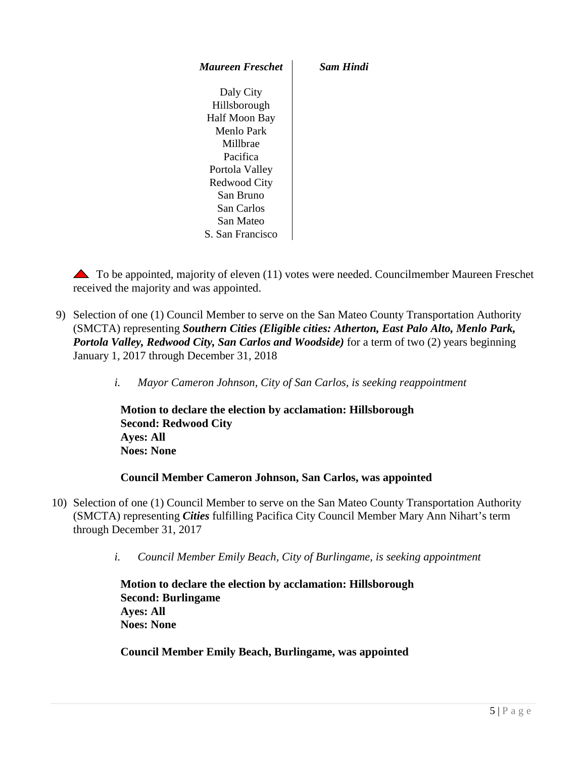| *Maureen Freschet* | *Sam Hindi* |
| --- | --- |
| Daly City | |
| Hillsborough | |
| Half Moon Bay | |
| Menlo Park | |
| Millbrae | |
| Pacifica | |
| Portola Valley | |
| Redwood City | |
| San Bruno | |
| San Carlos | |
| San Mateo | |
| S. San Francisco | |

▲ To be appointed, majority of eleven (11) votes were needed. Councilmember Maureen Freschet received the majority and was appointed.

9) Selection of one (1) Council Member to serve on the San Mateo County Transportation Authority (SMCTA) representing ***Southern Cities (Eligible cities: Atherton, East Palo Alto, Menlo Park, Portola Valley, Redwood City, San Carlos and Woodside)*** for a term of two (2) years beginning January 1, 2017 through December 31, 2018

   i. *Mayor Cameron Johnson, City of San Carlos, is seeking reappointment*

   **Motion to declare the election by acclamation: Hillsborough**
   **Second: Redwood City**
   **Ayes: All**
   **Noes: None**

   **Council Member Cameron Johnson, San Carlos, was appointed**

10) Selection of one (1) Council Member to serve on the San Mateo County Transportation Authority (SMCTA) representing ***Cities*** fulfilling Pacifica City Council Member Mary Ann Nihart's term through December 31, 2017

   i. *Council Member Emily Beach, City of Burlingame, is seeking appointment*

   **Motion to declare the election by acclamation: Hillsborough**
   **Second: Burlingame**
   **Ayes: All**
   **Noes: None**

   **Council Member Emily Beach, Burlingame, was appointed**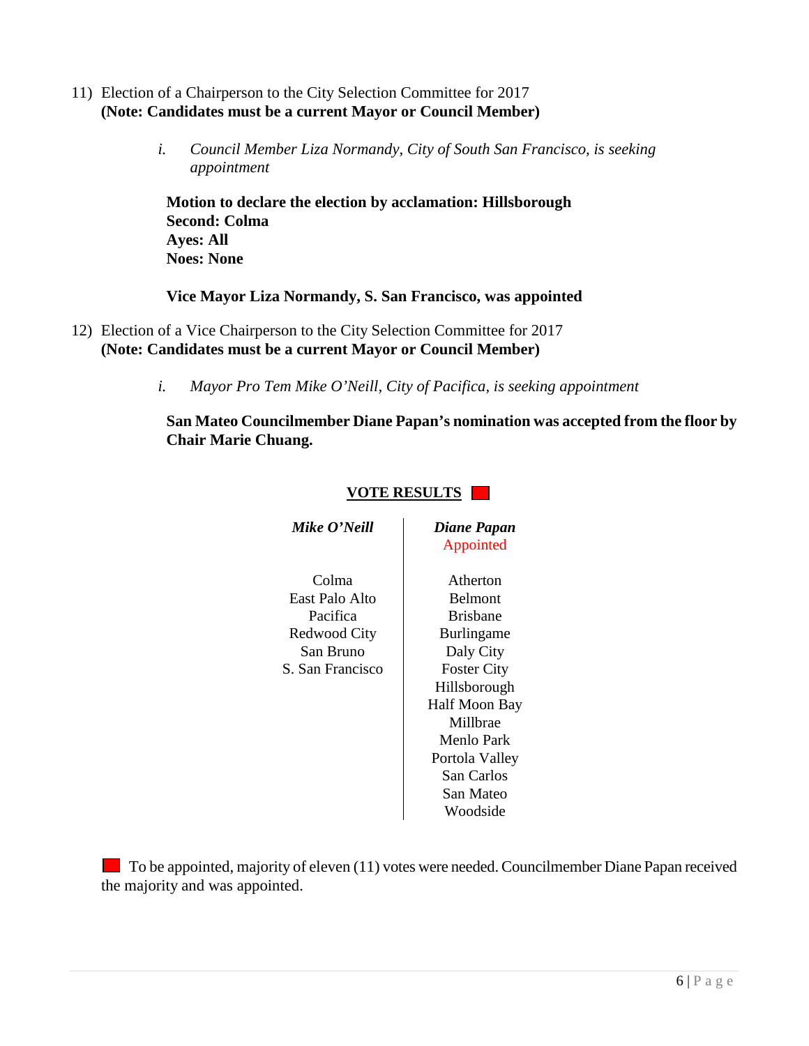11) Election of a Chairperson to the City Selection Committee for 2017
**(Note: Candidates must be a current Mayor or Council Member)**

   i. *Council Member Liza Normandy, City of South San Francisco, is seeking appointment*

   **Motion to declare the election by acclamation: Hillsborough**
   **Second: Colma**
   **Ayes: All**
   **Noes: None**

   **Vice Mayor Liza Normandy, S. San Francisco, was appointed**

12) Election of a Vice Chairperson to the City Selection Committee for 2017
**(Note: Candidates must be a current Mayor or Council Member)**

   i. *Mayor Pro Tem Mike O'Neill, City of Pacifica, is seeking appointment*

   **San Mateo Councilmember Diane Papan's nomination was accepted from the floor by Chair Marie Chuang.**

**VOTE RESULTS** ■

| ***Mike O'Neill*** | ***Diane Papan*** Appointed |
|---|---|
| Colma | Atherton |
| East Palo Alto | Belmont |
| Pacifica | Brisbane |
| Redwood City | Burlingame |
| San Bruno | Daly City |
| S. San Francisco | Foster City |
| | Hillsborough |
| | Half Moon Bay |
| | Millbrae |
| | Menlo Park |
| | Portola Valley |
| | San Carlos |
| | San Mateo |
| | Woodside |

■ To be appointed, majority of eleven (11) votes were needed. Councilmember Diane Papan received the majority and was appointed.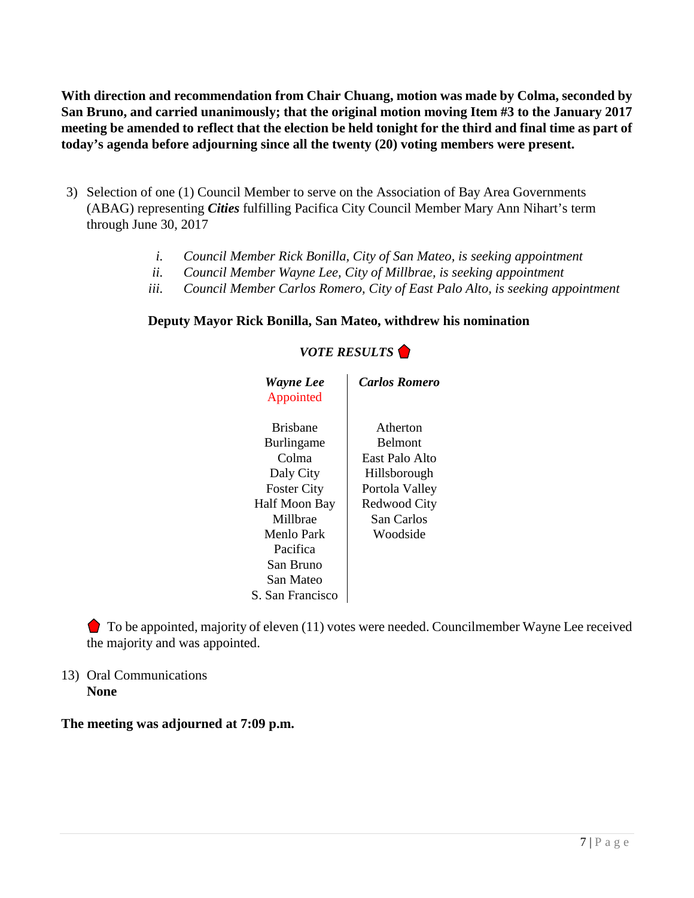**With direction and recommendation from Chair Chuang, motion was made by Colma, seconded by San Bruno, and carried unanimously; that the original motion moving Item #3 to the January 2017 meeting be amended to reflect that the election be held tonight for the third and final time as part of today's agenda before adjourning since all the twenty (20) voting members were present.**

3) Selection of one (1) Council Member to serve on the Association of Bay Area Governments (ABAG) representing ***Cities*** fulfilling Pacifica City Council Member Mary Ann Nihart's term through June 30, 2017

   i. *Council Member Rick Bonilla, City of San Mateo, is seeking appointment*
   ii. *Council Member Wayne Lee, City of Millbrae, is seeking appointment*
   iii. *Council Member Carlos Romero, City of East Palo Alto, is seeking appointment*

   **Deputy Mayor Rick Bonilla, San Mateo, withdrew his nomination**

***VOTE RESULTS*** ⬟

| ***Wayne Lee*** Appointed | ***Carlos Romero*** |
|---|---|
| Brisbane | Atherton |
| Burlingame | Belmont |
| Colma | East Palo Alto |
| Daly City | Hillsborough |
| Foster City | Portola Valley |
| Half Moon Bay | Redwood City |
| Millbrae | San Carlos |
| Menlo Park | Woodside |
| Pacifica | |
| San Bruno | |
| San Mateo | |
| S. San Francisco | |

⬟ To be appointed, majority of eleven (11) votes were needed. Councilmember Wayne Lee received the majority and was appointed.

13) Oral Communications
    **None**

**The meeting was adjourned at 7:09 p.m.**